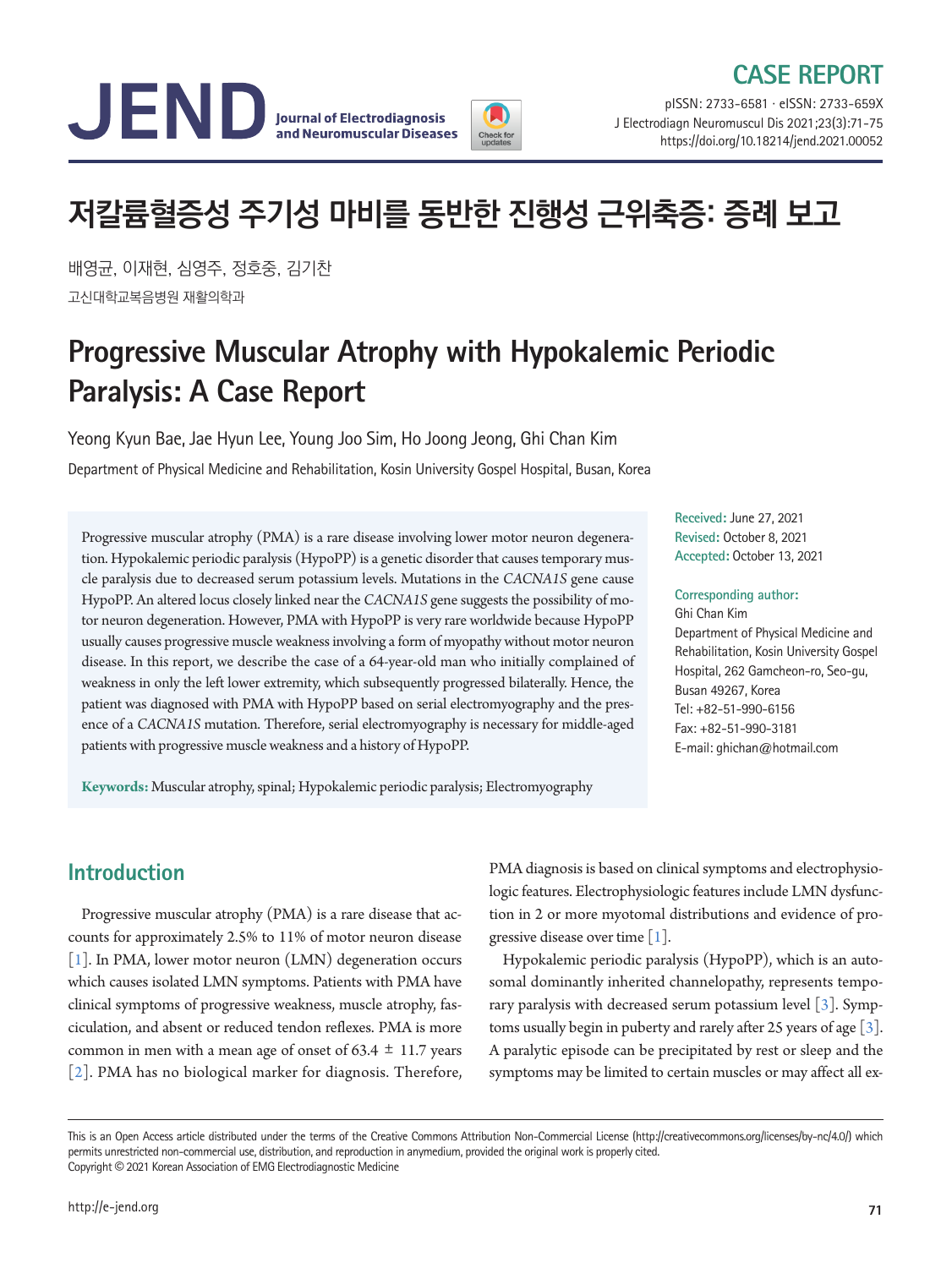CASE REPORT

# 저칼륨혈증성 주기성 마비를 동반한 진행성 근위축증: 증례 보고

배영균, 이재현, 심영주, 정호중, 김기찬

고신대학교복음병원 재활의학과

# Progressive Muscular Atrophy with Hypokalemic Periodic Paralysis: A Case Report

Yeong Kyun Bae, Jae Hyun Lee, Young Joo Sim, Ho Joong Jeong, Ghi Chan Kim

Department of Physical Medicine and Rehabilitation, Kosin University Gospel Hospital, Busan, Korea

Progressive muscular atrophy (PMA) is a rare disease involving lower motor neuron degeneration. Hypokalemic periodic paralysis (HypoPP) is a genetic disorder that causes temporary muscle paralysis due to decreased serum potassium levels. Mutations in the *CACNA1S* gene cause HypoPP. An altered locus closely linked near the *CACNA1S* gene suggests the possibility of motor neuron degeneration. However, PMA with HypoPP is very rare worldwide because HypoPP usually causes progressive muscle weakness involving a form of myopathy without motor neuron disease. In this report, we describe the case of a 64-year-old man who initially complained of weakness in only the left lower extremity, which subsequently progressed bilaterally. Hence, the patient was diagnosed with PMA with HypoPP based on serial electromyography and the presence of a *CACNA1S* mutation. Therefore, serial electromyography is necessary for middle-aged patients with progressive muscle weakness and a history of HypoPP.

**Keywords:** Muscular atrophy, spinal; Hypokalemic periodic paralysis; Electromyography

**Received:** June 27, 2021
**Revised:** October 8, 2021
**Accepted:** October 13, 2021

**Corresponding author:**
Ghi Chan Kim
Department of Physical Medicine and Rehabilitation, Kosin University Gospel Hospital, 262 Gamcheon-ro, Seo-gu, Busan 49267, Korea
Tel: +82-51-990-6156
Fax: +82-51-990-3181
E-mail: ghichan@hotmail.com

## Introduction

Progressive muscular atrophy (PMA) is a rare disease that accounts for approximately 2.5% to 11% of motor neuron disease [1]. In PMA, lower motor neuron (LMN) degeneration occurs which causes isolated LMN symptoms. Patients with PMA have clinical symptoms of progressive weakness, muscle atrophy, fasciculation, and absent or reduced tendon reflexes. PMA is more common in men with a mean age of onset of 63.4 ± 11.7 years [2]. PMA has no biological marker for diagnosis. Therefore, PMA diagnosis is based on clinical symptoms and electrophysiologic features. Electrophysiologic features include LMN dysfunction in 2 or more myotomal distributions and evidence of progressive disease over time [1].

Hypokalemic periodic paralysis (HypoPP), which is an autosomal dominantly inherited channelopathy, represents temporary paralysis with decreased serum potassium level [3]. Symptoms usually begin in puberty and rarely after 25 years of age [3]. A paralytic episode can be precipitated by rest or sleep and the symptoms may be limited to certain muscles or may affect all ex-

This is an Open Access article distributed under the terms of the Creative Commons Attribution Non-Commercial License (http://creativecommons.org/licenses/by-nc/4.0/) which permits unrestricted non-commercial use, distribution, and reproduction in anymedium, provided the original work is properly cited.
Copyright © 2021 Korean Association of EMG Electrodiagnostic Medicine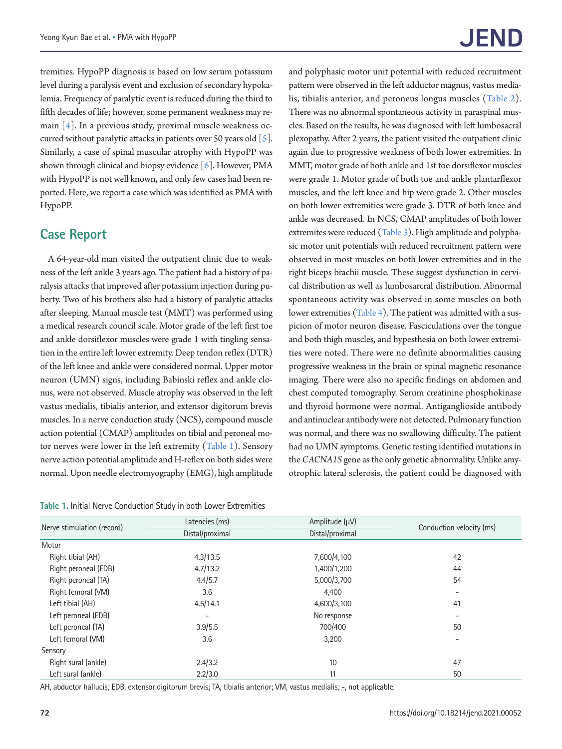tremities. HypoPP diagnosis is based on low serum potassium level during a paralysis event and exclusion of secondary hypokalemia. Frequency of paralytic event is reduced during the third to fifth decades of life; however, some permanent weakness may remain [4]. In a previous study, proximal muscle weakness occurred without paralytic attacks in patients over 50 years old [5]. Similarly, a case of spinal muscular atrophy with HypoPP was shown through clinical and biopsy evidence [6]. However, PMA with HypoPP is not well known, and only few cases had been reported. Here, we report a case which was identified as PMA with HypoPP.

## Case Report

A 64-year-old man visited the outpatient clinic due to weakness of the left ankle 3 years ago. The patient had a history of paralysis attacks that improved after potassium injection during puberty. Two of his brothers also had a history of paralytic attacks after sleeping. Manual muscle test (MMT) was performed using a medical research council scale. Motor grade of the left first toe and ankle dorsiflexor muscles were grade 1 with tingling sensation in the entire left lower extremity. Deep tendon reflex (DTR) of the left knee and ankle were considered normal. Upper motor neuron (UMN) signs, including Babinski reflex and ankle clonus, were not observed. Muscle atrophy was observed in the left vastus medialis, tibialis anterior, and extensor digitorum brevis muscles. In a nerve conduction study (NCS), compound muscle action potential (CMAP) amplitudes on tibial and peroneal motor nerves were lower in the left extremity (Table 1). Sensory nerve action potential amplitude and H-reflex on both sides were normal. Upon needle electromyography (EMG), high amplitude and polyphasic motor unit potential with reduced recruitment pattern were observed in the left adductor magnus, vastus medialis, tibialis anterior, and peroneus longus muscles (Table 2). There was no abnormal spontaneous activity in paraspinal muscles. Based on the results, he was diagnosed with left lumbosacral plexopathy. After 2 years, the patient visited the outpatient clinic again due to progressive weakness of both lower extremities. In MMT, motor grade of both ankle and 1st toe dorsiflexor muscles were grade 1. Motor grade of both toe and ankle plantarflexor muscles, and the left knee and hip were grade 2. Other muscles on both lower extremities were grade 3. DTR of both knee and ankle was decreased. In NCS, CMAP amplitudes of both lower extremites were reduced (Table 3). High amplitude and polyphasic motor unit potentials with reduced recruitment pattern were observed in most muscles on both lower extremities and in the right biceps brachii muscle. These suggest dysfunction in cervical distribution as well as lumbosarcral distribution. Abnormal spontaneous activity was observed in some muscles on both lower extremities (Table 4). The patient was admitted with a suspicion of motor neuron disease. Fasciculations over the tongue and both thigh muscles, and hypesthesia on both lower extremities were noted. There were no definite abnormalities causing progressive weakness in the brain or spinal magnetic resonance imaging. There were also no specific findings on abdomen and chest computed tomography. Serum creatinine phosphokinase and thyroid hormone were normal. Antiganglioside antibody and antinuclear antibody were not detected. Pulmonary function was normal, and there was no swallowing difficulty. The patient had no UMN symptoms. Genetic testing identified mutations in the *CACNA1S* gene as the only genetic abnormality. Unlike amyotrophic lateral sclerosis, the patient could be diagnosed with

**Table 1.** Initial Nerve Conduction Study in both Lower Extremities

| Nerve stimulation (record) | Latencies (ms) | Amplitude (μV) | Conduction velocity (ms) |
|---|---|---|---|
| | Distal/proximal | Distal/proximal | |
| Motor | | | |
| Right tibial (AH) | 4.3/13.5 | 7,600/4,100 | 42 |
| Right peroneal (EDB) | 4.7/13.2 | 1,400/1,200 | 44 |
| Right peroneal (TA) | 4.4/5.7 | 5,000/3,700 | 54 |
| Right femoral (VM) | 3.6 | 4,400 | - |
| Left tibial (AH) | 4.5/14.1 | 4,600/3,100 | 41 |
| Left peroneal (EDB) | - | No response | - |
| Left peroneal (TA) | 3.9/5.5 | 700/400 | 50 |
| Left femoral (VM) | 3.6 | 3,200 | - |
| Sensory | | | |
| Right sural (ankle) | 2.4/3.2 | 10 | 47 |
| Left sural (ankle) | 2.2/3.0 | 11 | 50 |

AH, abductor hallucis; EDB, extensor digitorum brevis; TA, tibialis anterior; VM, vastus medialis; -, not applicable.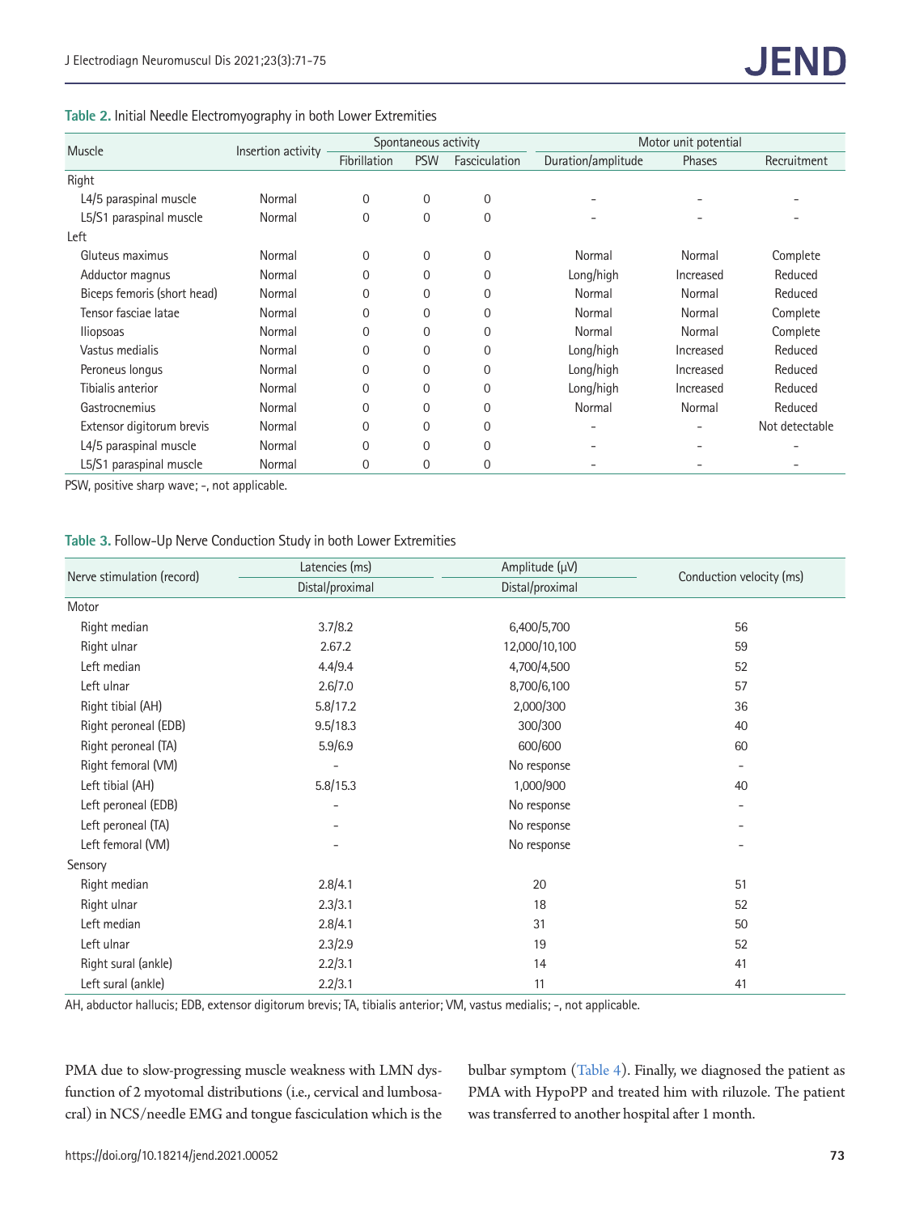**Table 2.** Initial Needle Electromyography in both Lower Extremities

| Muscle | Insertion activity | Spontaneous activity | | | Motor unit potential | | |
|---|---|---|---|---|---|---|---|
| | | Fibrillation | PSW | Fasciculation | Duration/amplitude | Phases | Recruitment |
| Right | | | | | | | |
| L4/5 paraspinal muscle | Normal | 0 | 0 | 0 | - | - | - |
| L5/S1 paraspinal muscle | Normal | 0 | 0 | 0 | - | - | - |
| Left | | | | | | | |
| Gluteus maximus | Normal | 0 | 0 | 0 | Normal | Normal | Complete |
| Adductor magnus | Normal | 0 | 0 | 0 | Long/high | Increased | Reduced |
| Biceps femoris (short head) | Normal | 0 | 0 | 0 | Normal | Normal | Reduced |
| Tensor fasciae latae | Normal | 0 | 0 | 0 | Normal | Normal | Complete |
| Iliopsoas | Normal | 0 | 0 | 0 | Normal | Normal | Complete |
| Vastus medialis | Normal | 0 | 0 | 0 | Long/high | Increased | Reduced |
| Peroneus longus | Normal | 0 | 0 | 0 | Long/high | Increased | Reduced |
| Tibialis anterior | Normal | 0 | 0 | 0 | Long/high | Increased | Reduced |
| Gastrocnemius | Normal | 0 | 0 | 0 | Normal | Normal | Reduced |
| Extensor digitorum brevis | Normal | 0 | 0 | 0 | - | - | Not detectable |
| L4/5 paraspinal muscle | Normal | 0 | 0 | 0 | - | - | - |
| L5/S1 paraspinal muscle | Normal | 0 | 0 | 0 | - | - | - |

PSW, positive sharp wave; -, not applicable.

**Table 3.** Follow-Up Nerve Conduction Study in both Lower Extremities

| Nerve stimulation (record) | Latencies (ms) | Amplitude (μV) | Conduction velocity (ms) |
|---|---|---|---|
| | Distal/proximal | Distal/proximal | |
| Motor | | | |
| Right median | 3.7/8.2 | 6,400/5,700 | 56 |
| Right ulnar | 2.67.2 | 12,000/10,100 | 59 |
| Left median | 4.4/9.4 | 4,700/4,500 | 52 |
| Left ulnar | 2.6/7.0 | 8,700/6,100 | 57 |
| Right tibial (AH) | 5.8/17.2 | 2,000/300 | 36 |
| Right peroneal (EDB) | 9.5/18.3 | 300/300 | 40 |
| Right peroneal (TA) | 5.9/6.9 | 600/600 | 60 |
| Right femoral (VM) | - | No response | - |
| Left tibial (AH) | 5.8/15.3 | 1,000/900 | 40 |
| Left peroneal (EDB) | - | No response | - |
| Left peroneal (TA) | - | No response | - |
| Left femoral (VM) | - | No response | - |
| Sensory | | | |
| Right median | 2.8/4.1 | 20 | 51 |
| Right ulnar | 2.3/3.1 | 18 | 52 |
| Left median | 2.8/4.1 | 31 | 50 |
| Left ulnar | 2.3/2.9 | 19 | 52 |
| Right sural (ankle) | 2.2/3.1 | 14 | 41 |
| Left sural (ankle) | 2.2/3.1 | 11 | 41 |

AH, abductor hallucis; EDB, extensor digitorum brevis; TA, tibialis anterior; VM, vastus medialis; -, not applicable.

PMA due to slow-progressing muscle weakness with LMN dysfunction of 2 myotomal distributions (i.e., cervical and lumbosacral) in NCS/needle EMG and tongue fasciculation which is the bulbar symptom (Table 4). Finally, we diagnosed the patient as PMA with HypoPP and treated him with riluzole. The patient was transferred to another hospital after 1 month.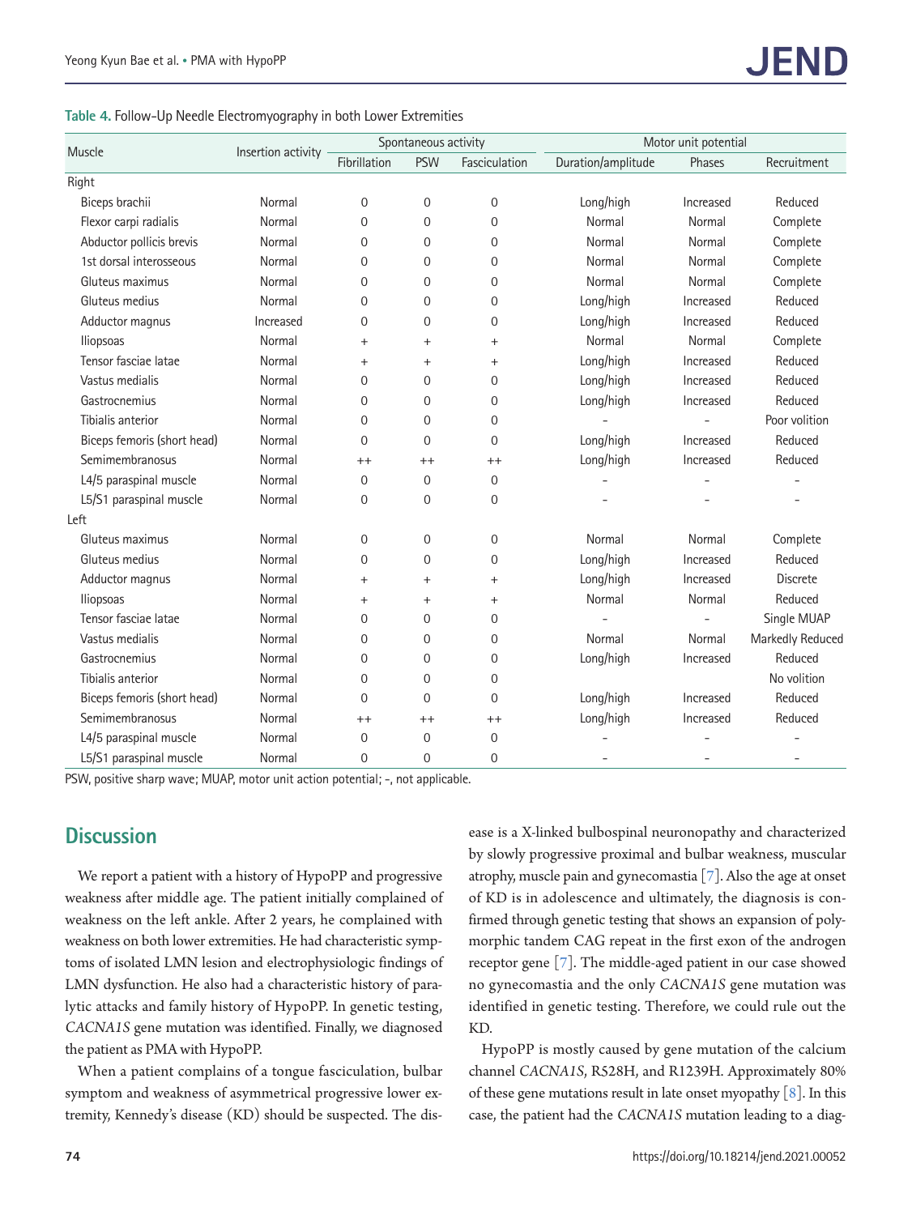**Table 4.** Follow-Up Needle Electromyography in both Lower Extremities

| Muscle | Insertion activity | Spontaneous activity | | | Motor unit potential | | |
|---|---|---|---|---|---|---|---|
| | | Fibrillation | PSW | Fasciculation | Duration/amplitude | Phases | Recruitment |
| Right | | | | | | | |
| Biceps brachii | Normal | 0 | 0 | 0 | Long/high | Increased | Reduced |
| Flexor carpi radialis | Normal | 0 | 0 | 0 | Normal | Normal | Complete |
| Abductor pollicis brevis | Normal | 0 | 0 | 0 | Normal | Normal | Complete |
| 1st dorsal interosseous | Normal | 0 | 0 | 0 | Normal | Normal | Complete |
| Gluteus maximus | Normal | 0 | 0 | 0 | Normal | Normal | Complete |
| Gluteus medius | Normal | 0 | 0 | 0 | Long/high | Increased | Reduced |
| Adductor magnus | Increased | 0 | 0 | 0 | Long/high | Increased | Reduced |
| Iliopsoas | Normal | + | + | + | Normal | Normal | Complete |
| Tensor fasciae latae | Normal | + | + | + | Long/high | Increased | Reduced |
| Vastus medialis | Normal | 0 | 0 | 0 | Long/high | Increased | Reduced |
| Gastrocnemius | Normal | 0 | 0 | 0 | Long/high | Increased | Reduced |
| Tibialis anterior | Normal | 0 | 0 | 0 | - | - | Poor volition |
| Biceps femoris (short head) | Normal | 0 | 0 | 0 | Long/high | Increased | Reduced |
| Semimembranosus | Normal | ++ | ++ | ++ | Long/high | Increased | Reduced |
| L4/5 paraspinal muscle | Normal | 0 | 0 | 0 | - | - | - |
| L5/S1 paraspinal muscle | Normal | 0 | 0 | 0 | - | - | - |
| Left | | | | | | | |
| Gluteus maximus | Normal | 0 | 0 | 0 | Normal | Normal | Complete |
| Gluteus medius | Normal | 0 | 0 | 0 | Long/high | Increased | Reduced |
| Adductor magnus | Normal | + | + | + | Long/high | Increased | Discrete |
| Iliopsoas | Normal | + | + | + | Normal | Normal | Reduced |
| Tensor fasciae latae | Normal | 0 | 0 | 0 | - | - | Single MUAP |
| Vastus medialis | Normal | 0 | 0 | 0 | Normal | Normal | Markedly Reduced |
| Gastrocnemius | Normal | 0 | 0 | 0 | Long/high | Increased | Reduced |
| Tibialis anterior | Normal | 0 | 0 | 0 | | | No volition |
| Biceps femoris (short head) | Normal | 0 | 0 | 0 | Long/high | Increased | Reduced |
| Semimembranosus | Normal | ++ | ++ | ++ | Long/high | Increased | Reduced |
| L4/5 paraspinal muscle | Normal | 0 | 0 | 0 | - | - | - |
| L5/S1 paraspinal muscle | Normal | 0 | 0 | 0 | - | - | - |

PSW, positive sharp wave; MUAP, motor unit action potential; -, not applicable.

## Discussion

We report a patient with a history of HypoPP and progressive weakness after middle age. The patient initially complained of weakness on the left ankle. After 2 years, he complained with weakness on both lower extremities. He had characteristic symptoms of isolated LMN lesion and electrophysiologic findings of LMN dysfunction. He also had a characteristic history of paralytic attacks and family history of HypoPP. In genetic testing, *CACNA1S* gene mutation was identified. Finally, we diagnosed the patient as PMA with HypoPP.

When a patient complains of a tongue fasciculation, bulbar symptom and weakness of asymmetrical progressive lower extremity, Kennedy's disease (KD) should be suspected. The disease is a X-linked bulbospinal neuronopathy and characterized by slowly progressive proximal and bulbar weakness, muscular atrophy, muscle pain and gynecomastia [7]. Also the age at onset of KD is in adolescence and ultimately, the diagnosis is confirmed through genetic testing that shows an expansion of polymorphic tandem CAG repeat in the first exon of the androgen receptor gene [7]. The middle-aged patient in our case showed no gynecomastia and the only *CACNA1S* gene mutation was identified in genetic testing. Therefore, we could rule out the KD.

HypoPP is mostly caused by gene mutation of the calcium channel *CACNA1S*, R528H, and R1239H. Approximately 80% of these gene mutations result in late onset myopathy [8]. In this case, the patient had the *CACNA1S* mutation leading to a diag-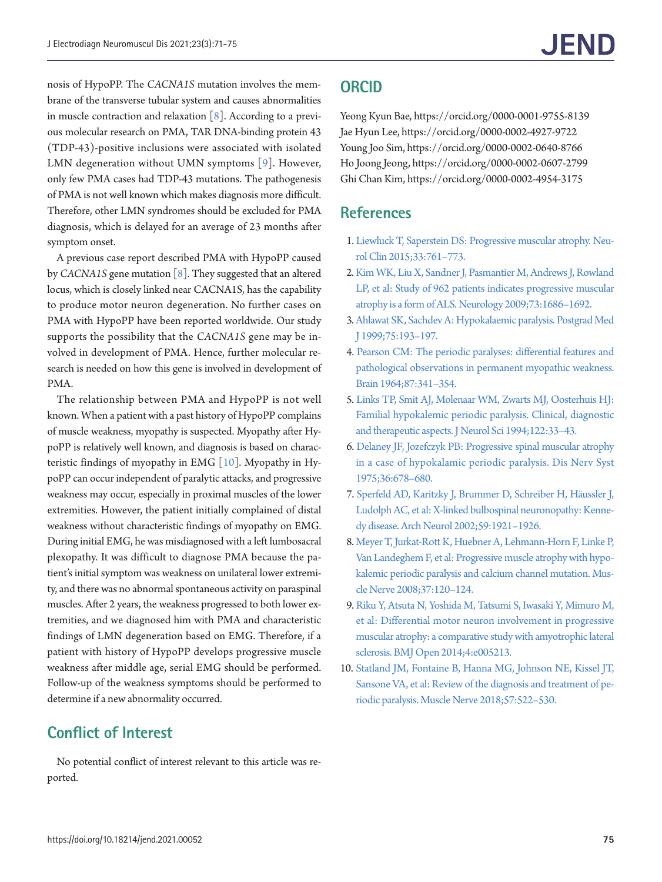nosis of HypoPP. The *CACNA1S* mutation involves the membrane of the transverse tubular system and causes abnormalities in muscle contraction and relaxation [8]. According to a previous molecular research on PMA, TAR DNA-binding protein 43 (TDP-43)-positive inclusions were associated with isolated LMN degeneration without UMN symptoms [9]. However, only few PMA cases had TDP-43 mutations. The pathogenesis of PMA is not well known which makes diagnosis more difficult. Therefore, other LMN syndromes should be excluded for PMA diagnosis, which is delayed for an average of 23 months after symptom onset.

A previous case report described PMA with HypoPP caused by *CACNA1S* gene mutation [8]. They suggested that an altered locus, which is closely linked near CACNA1S, has the capability to produce motor neuron degeneration. No further cases on PMA with HypoPP have been reported worldwide. Our study supports the possibility that the *CACNA1S* gene may be involved in development of PMA. Hence, further molecular research is needed on how this gene is involved in development of PMA.

The relationship between PMA and HypoPP is not well known. When a patient with a past history of HypoPP complains of muscle weakness, myopathy is suspected. Myopathy after HypoPP is relatively well known, and diagnosis is based on characteristic findings of myopathy in EMG [10]. Myopathy in HypoPP can occur independent of paralytic attacks, and progressive weakness may occur, especially in proximal muscles of the lower extremities. However, the patient initially complained of distal weakness without characteristic findings of myopathy on EMG. During initial EMG, he was misdiagnosed with a left lumbosacral plexopathy. It was difficult to diagnose PMA because the patient's initial symptom was weakness on unilateral lower extremity, and there was no abnormal spontaneous activity on paraspinal muscles. After 2 years, the weakness progressed to both lower extremities, and we diagnosed him with PMA and characteristic findings of LMN degeneration based on EMG. Therefore, if a patient with history of HypoPP develops progressive muscle weakness after middle age, serial EMG should be performed. Follow-up of the weakness symptoms should be performed to determine if a new abnormality occurred.

## Conflict of Interest

No potential conflict of interest relevant to this article was reported.

## ORCID

Yeong Kyun Bae, https://orcid.org/0000-0001-9755-8139
Jae Hyun Lee, https://orcid.org/0000-0002-4927-9722
Young Joo Sim, https://orcid.org/0000-0002-0640-8766
Ho Joong Jeong, https://orcid.org/0000-0002-0607-2799
Ghi Chan Kim, https://orcid.org/0000-0002-4954-3175

## References

1. Liewluck T, Saperstein DS: Progressive muscular atrophy. Neurol Clin 2015;33:761–773.
2. Kim WK, Liu X, Sandner J, Pasmantier M, Andrews J, Rowland LP, et al: Study of 962 patients indicates progressive muscular atrophy is a form of ALS. Neurology 2009;73:1686–1692.
3. Ahlawat SK, Sachdev A: Hypokalaemic paralysis. Postgrad Med J 1999;75:193–197.
4. Pearson CM: The periodic paralyses: differential features and pathological observations in permanent myopathic weakness. Brain 1964;87:341–354.
5. Links TP, Smit AJ, Molenaar WM, Zwarts MJ, Oosterhuis HJ: Familial hypokalemic periodic paralysis. Clinical, diagnostic and therapeutic aspects. J Neurol Sci 1994;122:33–43.
6. Delaney JF, Jozefczyk PB: Progressive spinal muscular atrophy in a case of hypokalamic periodic paralysis. Dis Nerv Syst 1975;36:678–680.
7. Sperfeld AD, Karitzky J, Brummer D, Schreiber H, Häussler J, Ludolph AC, et al: X-linked bulbospinal neuronopathy: Kennedy disease. Arch Neurol 2002;59:1921–1926.
8. Meyer T, Jurkat-Rott K, Huebner A, Lehmann-Horn F, Linke P, Van Landeghem F, et al: Progressive muscle atrophy with hypokalemic periodic paralysis and calcium channel mutation. Muscle Nerve 2008;37:120–124.
9. Riku Y, Atsuta N, Yoshida M, Tatsumi S, Iwasaki Y, Mimuro M, et al: Differential motor neuron involvement in progressive muscular atrophy: a comparative study with amyotrophic lateral sclerosis. BMJ Open 2014;4:e005213.
10. Statland JM, Fontaine B, Hanna MG, Johnson NE, Kissel JT, Sansone VA, et al: Review of the diagnosis and treatment of periodic paralysis. Muscle Nerve 2018;57:522–530.